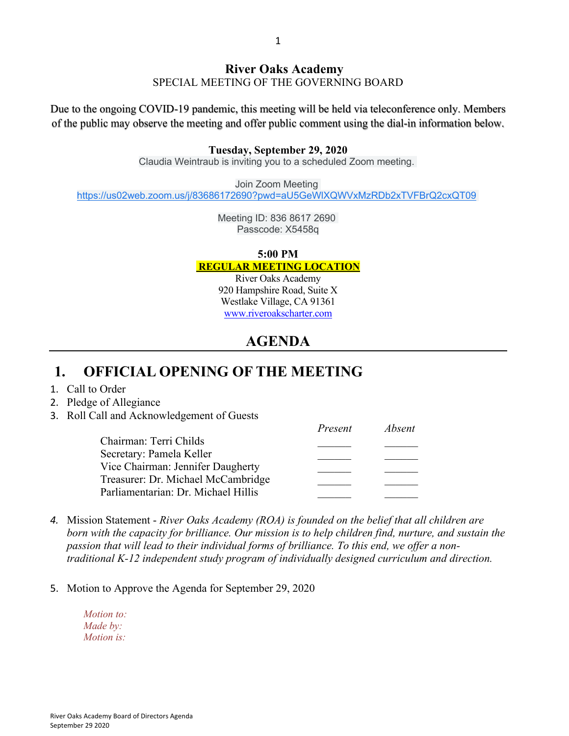**River Oaks Academy**

SPECIAL MEETING OF THE GOVERNING BOARD

Due to the ongoing COVID-19 pandemic, this meeting will be held via teleconference only. Members of the public may observe the meeting and offer public comment using the dial-in information below.

**Tuesday, September 29, 2020**

Claudia Weintraub is inviting you to a scheduled Zoom meeting.

Join Zoom Meeting

https://us02web.zoom.us/j/83686172690?pwd=aU5GeWlXQWVxMzRDb2xTVFBrQ2cxQT09

Meeting ID: 836 8617 2690

Passcode: X5458q

**5:00 PM**

**REGULAR MEETING LOCATION**

River Oaks Academy
920 Hampshire Road, Suite X
Westlake Village, CA 91361
www.riveroakscharter.com

# AGENDA

## 1. OFFICIAL OPENING OF THE MEETING

1. Call to Order
2. Pledge of Allegiance
3. Roll Call and Acknowledgement of Guests

| | *Present* | *Absent* |
|---|---|---|
| Chairman: Terri Childs | ______ | ______ |
| Secretary: Pamela Keller | ______ | ______ |
| Vice Chairman: Jennifer Daugherty | ______ | ______ |
| Treasurer: Dr. Michael McCambridge | ______ | ______ |
| Parliamentarian: Dr. Michael Hillis | ______ | ______ |

4. Mission Statement - *River Oaks Academy (ROA) is founded on the belief that all children are born with the capacity for brilliance. Our mission is to help children find, nurture, and sustain the passion that will lead to their individual forms of brilliance. To this end, we offer a non-traditional K-12 independent study program of individually designed curriculum and direction.*

5. Motion to Approve the Agenda for September 29, 2020

   *Motion to:*
   *Made by:*
   *Motion is:*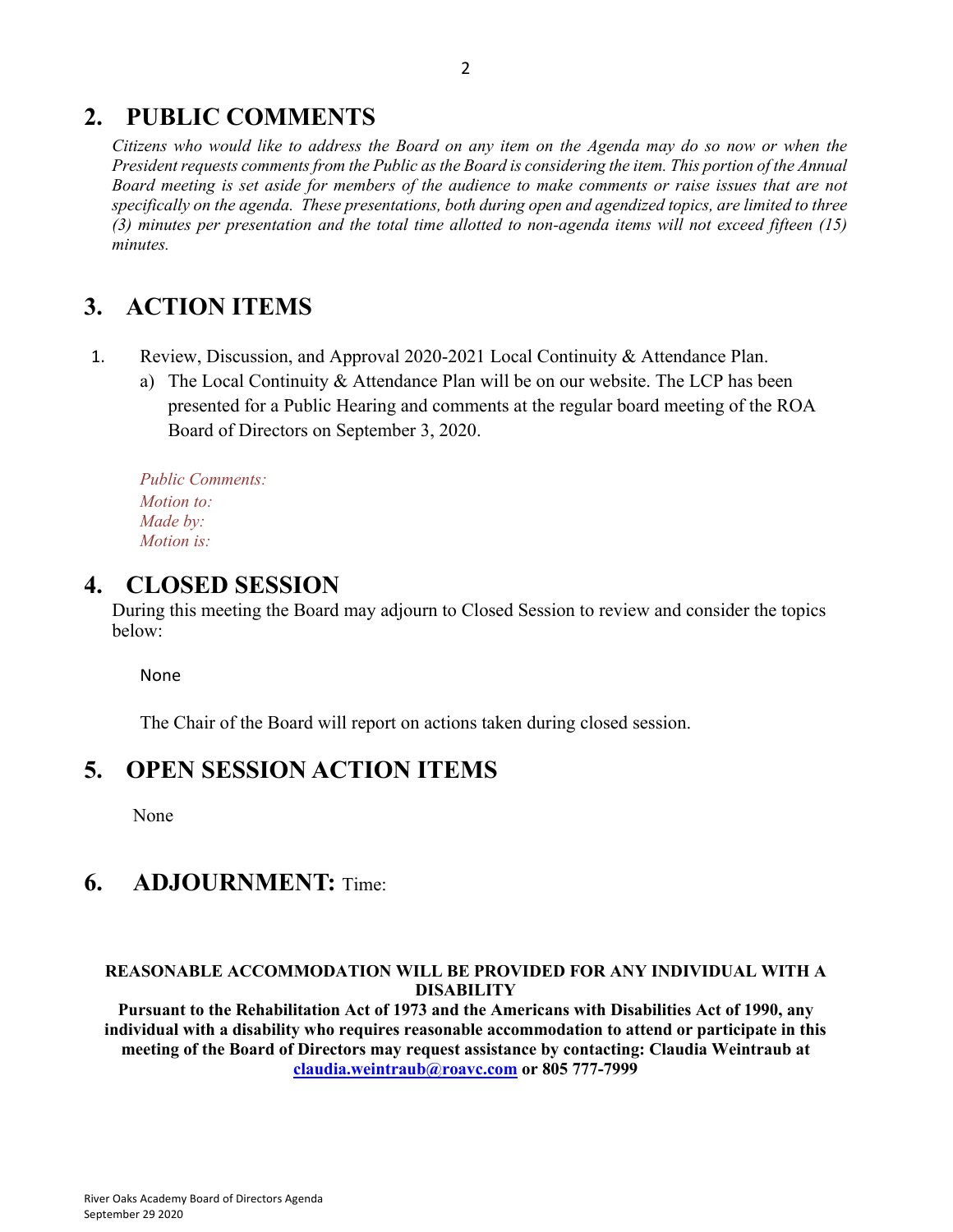## 2. PUBLIC COMMENTS

*Citizens who would like to address the Board on any item on the Agenda may do so now or when the President requests comments from the Public as the Board is considering the item. This portion of the Annual Board meeting is set aside for members of the audience to make comments or raise issues that are not specifically on the agenda. These presentations, both during open and agendized topics, are limited to three (3) minutes per presentation and the total time allotted to non-agenda items will not exceed fifteen (15) minutes.*

## 3. ACTION ITEMS

1. Review, Discussion, and Approval 2020-2021 Local Continuity & Attendance Plan.
   a) The Local Continuity & Attendance Plan will be on our website. The LCP has been presented for a Public Hearing and comments at the regular board meeting of the ROA Board of Directors on September 3, 2020.

*Public Comments:*
*Motion to:*
*Made by:*
*Motion is:*

## 4. CLOSED SESSION

During this meeting the Board may adjourn to Closed Session to review and consider the topics below:

None

The Chair of the Board will report on actions taken during closed session.

## 5. OPEN SESSION ACTION ITEMS

None

## 6. ADJOURNMENT: Time:

**REASONABLE ACCOMMODATION WILL BE PROVIDED FOR ANY INDIVIDUAL WITH A DISABILITY**

**Pursuant to the Rehabilitation Act of 1973 and the Americans with Disabilities Act of 1990, any individual with a disability who requires reasonable accommodation to attend or participate in this meeting of the Board of Directors may request assistance by contacting: Claudia Weintraub at claudia.weintraub@roavc.com or 805 777-7999**